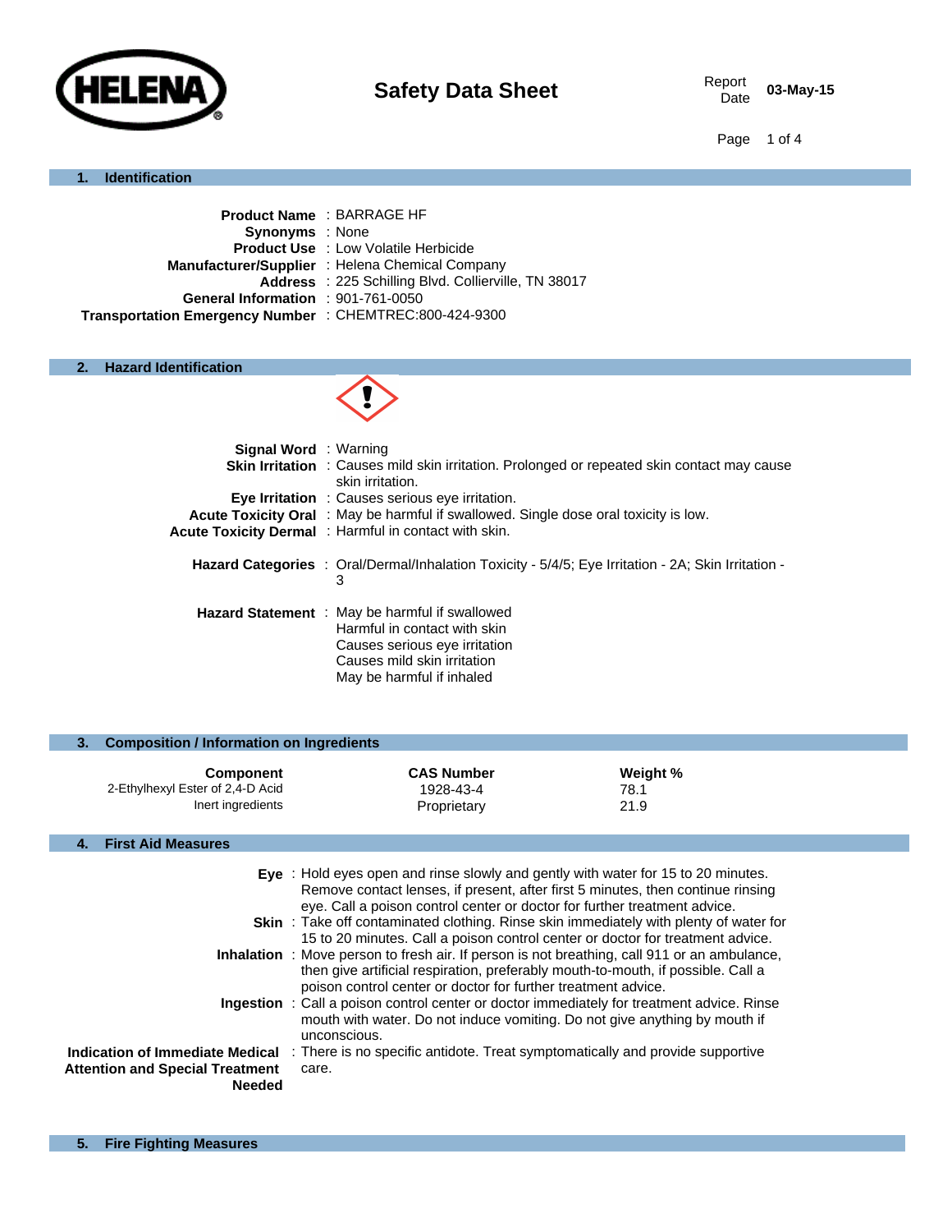# Safety Data Sheet

**Report Date** 03-May-15

## 1. Identification

**Product Name** : BARRAGE HF
**Synonyms** : None
**Product Use** : Low Volatile Herbicide
**Manufacturer/Supplier** : Helena Chemical Company
**Address** : 225 Schilling Blvd. Collierville, TN 38017
**General Information** : 901-761-0050
**Transportation Emergency Number** : CHEMTREC:800-424-9300

## 2. Hazard Identification

**Signal Word** : Warning
**Skin Irritation** : Causes mild skin irritation. Prolonged or repeated skin contact may cause skin irritation.
**Eye Irritation** : Causes serious eye irritation.
**Acute Toxicity Oral** : May be harmful if swallowed. Single dose oral toxicity is low.
**Acute Toxicity Dermal** : Harmful in contact with skin.

**Hazard Categories** : Oral/Dermal/Inhalation Toxicity - 5/4/5; Eye Irritation - 2A; Skin Irritation - 3

**Hazard Statement** : May be harmful if swallowed
Harmful in contact with skin
Causes serious eye irritation
Causes mild skin irritation
May be harmful if inhaled

## 3. Composition / Information on Ingredients

| Component | CAS Number | Weight % |
|---|---|---|
| 2-Ethylhexyl Ester of 2,4-D Acid | 1928-43-4 | 78.1 |
| Inert ingredients | Proprietary | 21.9 |

## 4. First Aid Measures

**Eye** : Hold eyes open and rinse slowly and gently with water for 15 to 20 minutes. Remove contact lenses, if present, after first 5 minutes, then continue rinsing eye. Call a poison control center or doctor for further treatment advice.
**Skin** : Take off contaminated clothing. Rinse skin immediately with plenty of water for 15 to 20 minutes. Call a poison control center or doctor for treatment advice.
**Inhalation** : Move person to fresh air. If person is not breathing, call 911 or an ambulance, then give artificial respiration, preferably mouth-to-mouth, if possible. Call a poison control center or doctor for further treatment advice.
**Ingestion** : Call a poison control center or doctor immediately for treatment advice. Rinse mouth with water. Do not induce vomiting. Do not give anything by mouth if unconscious.
**Indication of Immediate Medical Attention and Special Treatment Needed** : There is no specific antidote. Treat symptomatically and provide supportive care.

## 5. Fire Fighting Measures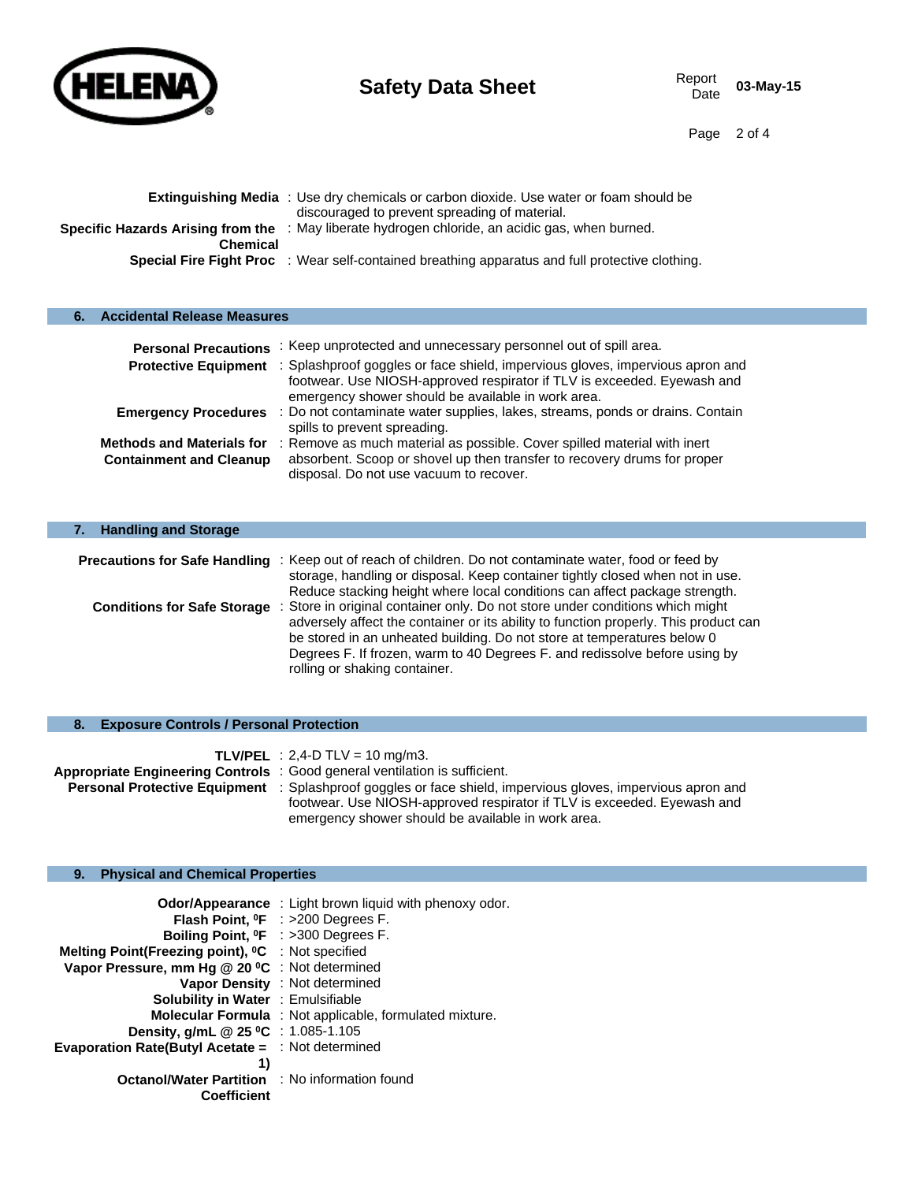**Extinguishing Media** : Use dry chemicals or carbon dioxide. Use water or foam should be discouraged to prevent spreading of material.

**Specific Hazards Arising from the Chemical** : May liberate hydrogen chloride, an acidic gas, when burned.

**Special Fire Fight Proc** : Wear self-contained breathing apparatus and full protective clothing.

## 6. Accidental Release Measures

**Personal Precautions** : Keep unprotected and unnecessary personnel out of spill area.

**Protective Equipment** : Splashproof goggles or face shield, impervious gloves, impervious apron and footwear. Use NIOSH-approved respirator if TLV is exceeded. Eyewash and emergency shower should be available in work area.

**Emergency Procedures** : Do not contaminate water supplies, lakes, streams, ponds or drains. Contain spills to prevent spreading.

**Methods and Materials for Containment and Cleanup** : Remove as much material as possible. Cover spilled material with inert absorbent. Scoop or shovel up then transfer to recovery drums for proper disposal. Do not use vacuum to recover.

## 7. Handling and Storage

**Precautions for Safe Handling** : Keep out of reach of children. Do not contaminate water, food or feed by storage, handling or disposal. Keep container tightly closed when not in use. Reduce stacking height where local conditions can affect package strength.

**Conditions for Safe Storage** : Store in original container only. Do not store under conditions which might adversely affect the container or its ability to function properly. This product can be stored in an unheated building. Do not store at temperatures below 0 Degrees F. If frozen, warm to 40 Degrees F. and redissolve before using by rolling or shaking container.

## 8. Exposure Controls / Personal Protection

**TLV/PEL** : 2,4-D TLV = 10 mg/m3.

**Appropriate Engineering Controls** : Good general ventilation is sufficient.

**Personal Protective Equipment** : Splashproof goggles or face shield, impervious gloves, impervious apron and footwear. Use NIOSH-approved respirator if TLV is exceeded. Eyewash and emergency shower should be available in work area.

## 9. Physical and Chemical Properties

**Odor/Appearance** : Light brown liquid with phenoxy odor.

**Flash Point, $^0$F** : >200 Degrees F.

**Boiling Point, $^0$F** : >300 Degrees F.

**Melting Point(Freezing point), $^0$C** : Not specified

**Vapor Pressure, mm Hg @ 20 $^0$C** : Not determined

**Vapor Density** : Not determined

**Solubility in Water** : Emulsifiable

**Molecular Formula** : Not applicable, formulated mixture.

**Density, g/mL @ 25 $^0$C** : 1.085-1.105

**Evaporation Rate(Butyl Acetate = 1)** : Not determined

**Octanol/Water Partition Coefficient** : No information found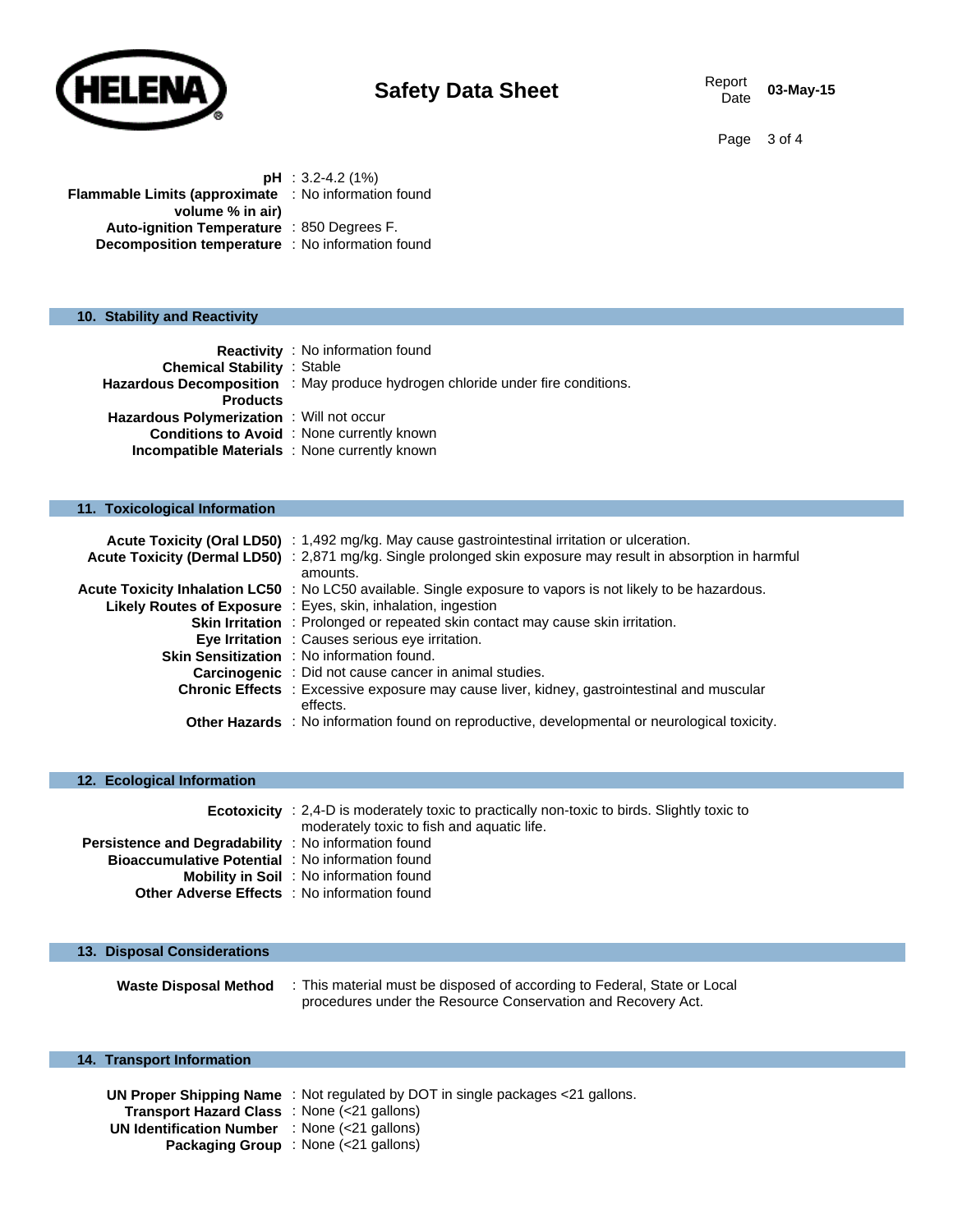**pH** : 3.2-4.2 (1%)
**Flammable Limits (approximate volume % in air)** : No information found
**Auto-ignition Temperature** : 850 Degrees F.
**Decomposition temperature** : No information found

## 10. Stability and Reactivity

**Reactivity** : No information found
**Chemical Stability** : Stable
**Hazardous Decomposition Products** : May produce hydrogen chloride under fire conditions.
**Hazardous Polymerization** : Will not occur
**Conditions to Avoid** : None currently known
**Incompatible Materials** : None currently known

## 11. Toxicological Information

**Acute Toxicity (Oral LD50)** : 1,492 mg/kg. May cause gastrointestinal irritation or ulceration.
**Acute Toxicity (Dermal LD50)** : 2,871 mg/kg. Single prolonged skin exposure may result in absorption in harmful amounts.
**Acute Toxicity Inhalation LC50** : No LC50 available. Single exposure to vapors is not likely to be hazardous.
**Likely Routes of Exposure** : Eyes, skin, inhalation, ingestion
**Skin Irritation** : Prolonged or repeated skin contact may cause skin irritation.
**Eye Irritation** : Causes serious eye irritation.
**Skin Sensitization** : No information found.
**Carcinogenic** : Did not cause cancer in animal studies.
**Chronic Effects** : Excessive exposure may cause liver, kidney, gastrointestinal and muscular effects.
**Other Hazards** : No information found on reproductive, developmental or neurological toxicity.

## 12. Ecological Information

**Ecotoxicity** : 2,4-D is moderately toxic to practically non-toxic to birds. Slightly toxic to moderately toxic to fish and aquatic life.
**Persistence and Degradability** : No information found
**Bioaccumulative Potential** : No information found
**Mobility in Soil** : No information found
**Other Adverse Effects** : No information found

## 13. Disposal Considerations

**Waste Disposal Method** : This material must be disposed of according to Federal, State or Local procedures under the Resource Conservation and Recovery Act.

## 14. Transport Information

**UN Proper Shipping Name** : Not regulated by DOT in single packages <21 gallons.
**Transport Hazard Class** : None (<21 gallons)
**UN Identification Number** : None (<21 gallons)
**Packaging Group** : None (<21 gallons)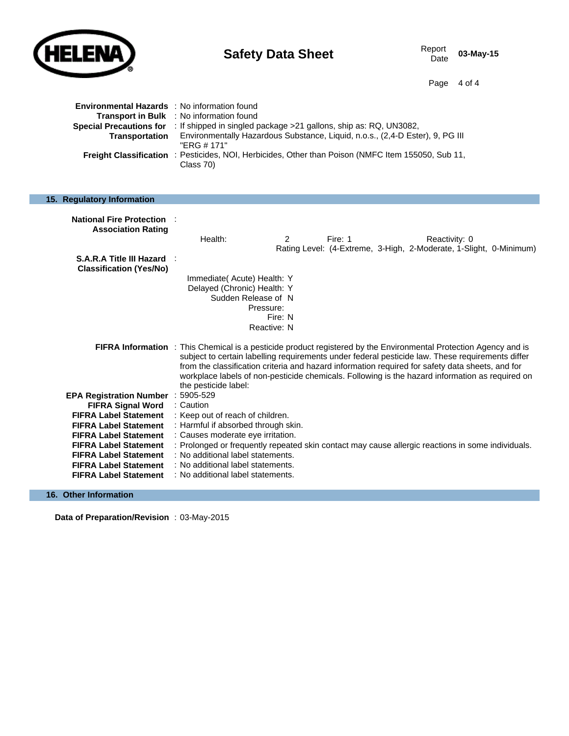**Environmental Hazards** : No information found

**Transport in Bulk** : No information found

**Special Precautions for Transportation** : If shipped in singled package >21 gallons, ship as: RQ, UN3082, Environmentally Hazardous Substance, Liquid, n.o.s., (2,4-D Ester), 9, PG III "ERG # 171"

**Freight Classification** : Pesticides, NOI, Herbicides, Other than Poison (NMFC Item 155050, Sub 11, Class 70)

## 15. Regulatory Information

**National Fire Protection Association Rating** :

Health: 2 Fire: 1 Reactivity: 0

Rating Level: (4-Extreme, 3-High, 2-Moderate, 1-Slight, 0-Minimum)

**S.A.R.A Title III Hazard Classification (Yes/No)** :

Immediate( Acute) Health: Y
Delayed (Chronic) Health: Y
Sudden Release of Pressure: N
Fire: N
Reactive: N

**FIFRA Information** : This Chemical is a pesticide product registered by the Environmental Protection Agency and is subject to certain labelling requirements under federal pesticide law. These requirements differ from the classification criteria and hazard information required for safety data sheets, and for workplace labels of non-pesticide chemicals. Following is the hazard information as required on the pesticide label:

**EPA Registration Number** : 5905-529
**FIFRA Signal Word** : Caution
**FIFRA Label Statement** : Keep out of reach of children.
**FIFRA Label Statement** : Harmful if absorbed through skin.
**FIFRA Label Statement** : Causes moderate eye irritation.
**FIFRA Label Statement** : Prolonged or frequently repeated skin contact may cause allergic reactions in some individuals.
**FIFRA Label Statement** : No additional label statements.
**FIFRA Label Statement** : No additional label statements.
**FIFRA Label Statement** : No additional label statements.

## 16. Other Information

**Data of Preparation/Revision** : 03-May-2015